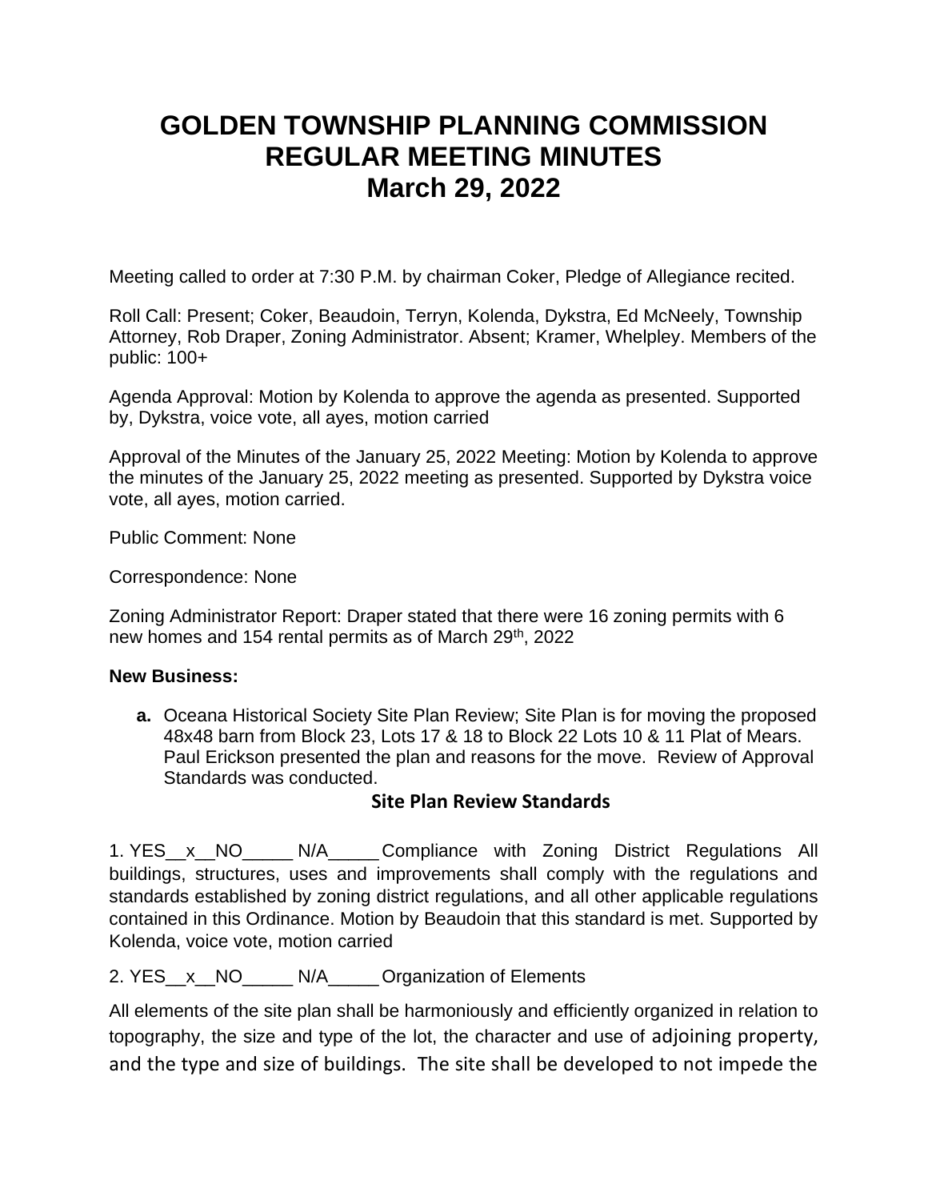# GOLDEN TOWNSHIP PLANNING COMMISSION REGULAR MEETING MINUTES March 29, 2022

Meeting called to order at 7:30 P.M. by chairman Coker, Pledge of Allegiance recited.

Roll Call: Present; Coker, Beaudoin, Terryn, Kolenda, Dykstra, Ed McNeely, Township Attorney, Rob Draper, Zoning Administrator. Absent; Kramer, Whelpley. Members of the public: 100+

Agenda Approval: Motion by Kolenda to approve the agenda as presented. Supported by, Dykstra, voice vote, all ayes, motion carried

Approval of the Minutes of the January 25, 2022 Meeting: Motion by Kolenda to approve the minutes of the January 25, 2022 meeting as presented. Supported by Dykstra voice vote, all ayes, motion carried.

Public Comment: None

Correspondence: None

Zoning Administrator Report: Draper stated that there were 16 zoning permits with 6 new homes and 154 rental permits as of March 29th, 2022

**New Business:**

**a.** Oceana Historical Society Site Plan Review; Site Plan is for moving the proposed 48x48 barn from Block 23, Lots 17 & 18 to Block 22 Lots 10 & 11 Plat of Mears. Paul Erickson presented the plan and reasons for the move. Review of Approval Standards was conducted.

## Site Plan Review Standards

1. YES__x__NO_____ N/A_____ Compliance with Zoning District Regulations All buildings, structures, uses and improvements shall comply with the regulations and standards established by zoning district regulations, and all other applicable regulations contained in this Ordinance. Motion by Beaudoin that this standard is met. Supported by Kolenda, voice vote, motion carried

2. YES__x__NO_____ N/A_____ Organization of Elements

All elements of the site plan shall be harmoniously and efficiently organized in relation to topography, the size and type of the lot, the character and use of adjoining property, and the type and size of buildings. The site shall be developed to not impede the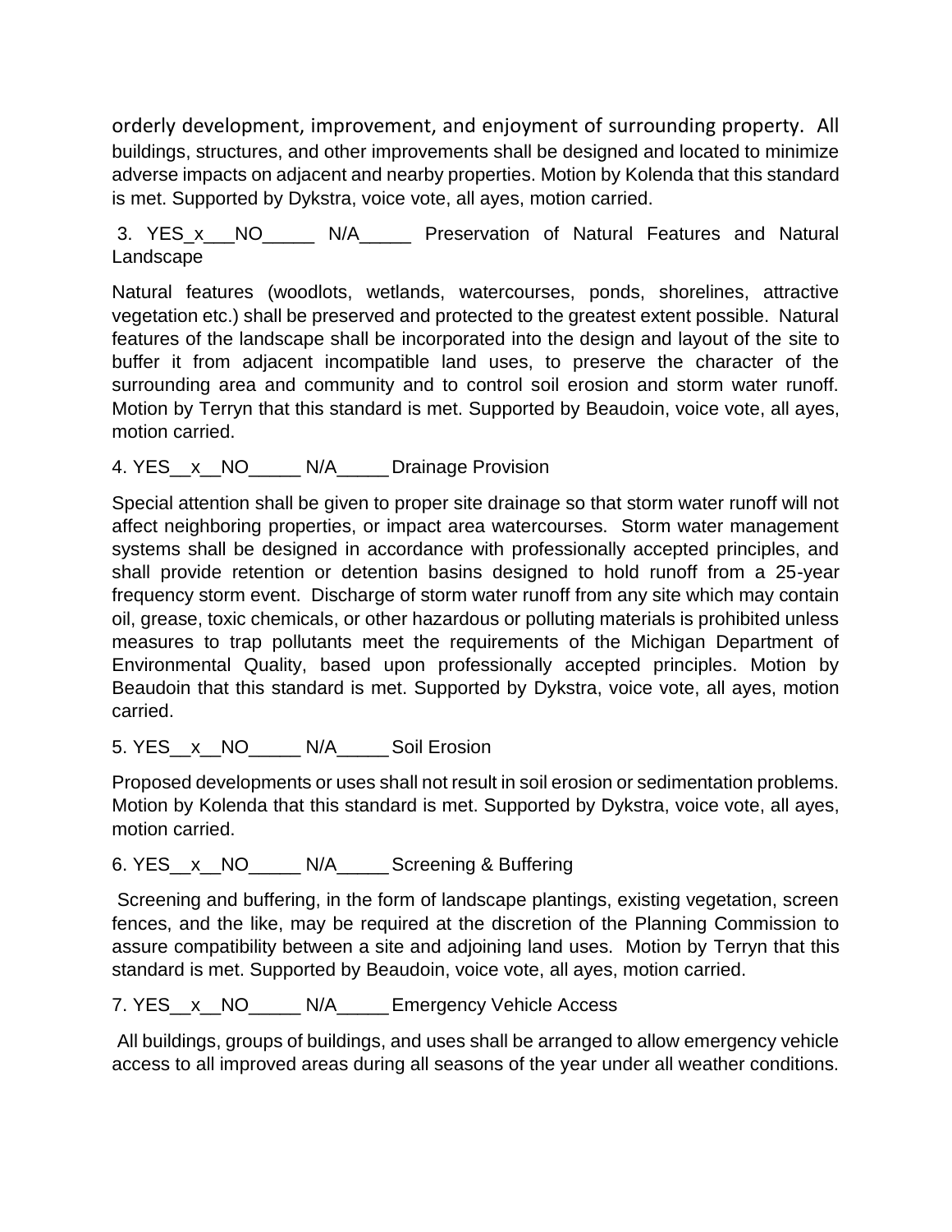orderly development, improvement, and enjoyment of surrounding property. All buildings, structures, and other improvements shall be designed and located to minimize adverse impacts on adjacent and nearby properties. Motion by Kolenda that this standard is met. Supported by Dykstra, voice vote, all ayes, motion carried.

3. YES_x___NO_____ N/A_____ Preservation of Natural Features and Natural Landscape

Natural features (woodlots, wetlands, watercourses, ponds, shorelines, attractive vegetation etc.) shall be preserved and protected to the greatest extent possible. Natural features of the landscape shall be incorporated into the design and layout of the site to buffer it from adjacent incompatible land uses, to preserve the character of the surrounding area and community and to control soil erosion and storm water runoff. Motion by Terryn that this standard is met. Supported by Beaudoin, voice vote, all ayes, motion carried.

4. YES__x__NO_____ N/A_____ Drainage Provision

Special attention shall be given to proper site drainage so that storm water runoff will not affect neighboring properties, or impact area watercourses. Storm water management systems shall be designed in accordance with professionally accepted principles, and shall provide retention or detention basins designed to hold runoff from a 25-year frequency storm event. Discharge of storm water runoff from any site which may contain oil, grease, toxic chemicals, or other hazardous or polluting materials is prohibited unless measures to trap pollutants meet the requirements of the Michigan Department of Environmental Quality, based upon professionally accepted principles. Motion by Beaudoin that this standard is met. Supported by Dykstra, voice vote, all ayes, motion carried.

5. YES__x__NO_____ N/A_____ Soil Erosion

Proposed developments or uses shall not result in soil erosion or sedimentation problems. Motion by Kolenda that this standard is met. Supported by Dykstra, voice vote, all ayes, motion carried.

6. YES__x__NO_____ N/A_____ Screening & Buffering

Screening and buffering, in the form of landscape plantings, existing vegetation, screen fences, and the like, may be required at the discretion of the Planning Commission to assure compatibility between a site and adjoining land uses. Motion by Terryn that this standard is met. Supported by Beaudoin, voice vote, all ayes, motion carried.

7. YES__x__NO_____ N/A_____ Emergency Vehicle Access

All buildings, groups of buildings, and uses shall be arranged to allow emergency vehicle access to all improved areas during all seasons of the year under all weather conditions.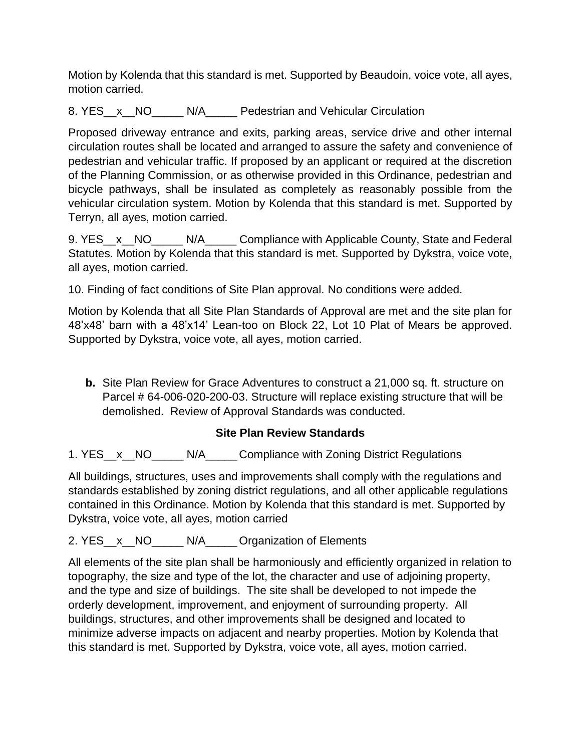Motion by Kolenda that this standard is met. Supported by Beaudoin, voice vote, all ayes, motion carried.

8. YES__x__NO_____ N/A_____ Pedestrian and Vehicular Circulation

Proposed driveway entrance and exits, parking areas, service drive and other internal circulation routes shall be located and arranged to assure the safety and convenience of pedestrian and vehicular traffic. If proposed by an applicant or required at the discretion of the Planning Commission, or as otherwise provided in this Ordinance, pedestrian and bicycle pathways, shall be insulated as completely as reasonably possible from the vehicular circulation system. Motion by Kolenda that this standard is met. Supported by Terryn, all ayes, motion carried.

9. YES__x__NO_____ N/A_____ Compliance with Applicable County, State and Federal Statutes. Motion by Kolenda that this standard is met. Supported by Dykstra, voice vote, all ayes, motion carried.

10. Finding of fact conditions of Site Plan approval. No conditions were added.

Motion by Kolenda that all Site Plan Standards of Approval are met and the site plan for 48'x48' barn with a 48'x14' Lean-too on Block 22, Lot 10 Plat of Mears be approved. Supported by Dykstra, voice vote, all ayes, motion carried.

**b.** Site Plan Review for Grace Adventures to construct a 21,000 sq. ft. structure on Parcel # 64-006-020-200-03. Structure will replace existing structure that will be demolished. Review of Approval Standards was conducted.

**Site Plan Review Standards**

1. YES__x__NO_____ N/A_____ Compliance with Zoning District Regulations

All buildings, structures, uses and improvements shall comply with the regulations and standards established by zoning district regulations, and all other applicable regulations contained in this Ordinance. Motion by Kolenda that this standard is met. Supported by Dykstra, voice vote, all ayes, motion carried

2. YES__x__NO_____ N/A_____ Organization of Elements

All elements of the site plan shall be harmoniously and efficiently organized in relation to topography, the size and type of the lot, the character and use of adjoining property, and the type and size of buildings. The site shall be developed to not impede the orderly development, improvement, and enjoyment of surrounding property. All buildings, structures, and other improvements shall be designed and located to minimize adverse impacts on adjacent and nearby properties. Motion by Kolenda that this standard is met. Supported by Dykstra, voice vote, all ayes, motion carried.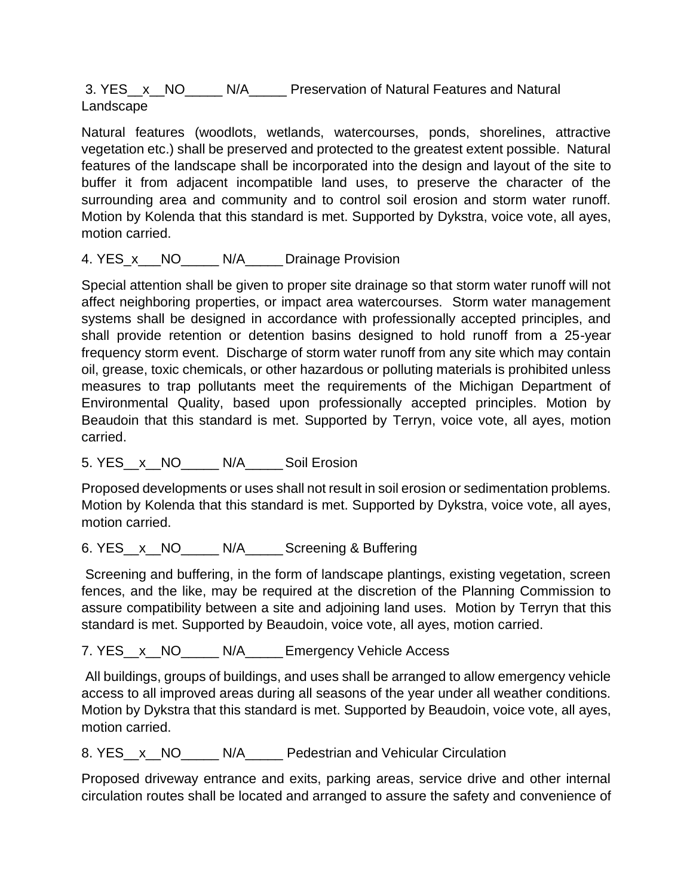3. YES__x__NO_____ N/A_____ Preservation of Natural Features and Natural Landscape

Natural features (woodlots, wetlands, watercourses, ponds, shorelines, attractive vegetation etc.) shall be preserved and protected to the greatest extent possible. Natural features of the landscape shall be incorporated into the design and layout of the site to buffer it from adjacent incompatible land uses, to preserve the character of the surrounding area and community and to control soil erosion and storm water runoff. Motion by Kolenda that this standard is met. Supported by Dykstra, voice vote, all ayes, motion carried.

4. YES_x___NO_____ N/A_____ Drainage Provision

Special attention shall be given to proper site drainage so that storm water runoff will not affect neighboring properties, or impact area watercourses. Storm water management systems shall be designed in accordance with professionally accepted principles, and shall provide retention or detention basins designed to hold runoff from a 25-year frequency storm event. Discharge of storm water runoff from any site which may contain oil, grease, toxic chemicals, or other hazardous or polluting materials is prohibited unless measures to trap pollutants meet the requirements of the Michigan Department of Environmental Quality, based upon professionally accepted principles. Motion by Beaudoin that this standard is met. Supported by Terryn, voice vote, all ayes, motion carried.

5. YES__x__NO_____ N/A_____ Soil Erosion

Proposed developments or uses shall not result in soil erosion or sedimentation problems. Motion by Kolenda that this standard is met. Supported by Dykstra, voice vote, all ayes, motion carried.

6. YES__x__NO_____ N/A_____ Screening & Buffering

Screening and buffering, in the form of landscape plantings, existing vegetation, screen fences, and the like, may be required at the discretion of the Planning Commission to assure compatibility between a site and adjoining land uses. Motion by Terryn that this standard is met. Supported by Beaudoin, voice vote, all ayes, motion carried.

7. YES__x__NO_____ N/A_____ Emergency Vehicle Access

All buildings, groups of buildings, and uses shall be arranged to allow emergency vehicle access to all improved areas during all seasons of the year under all weather conditions. Motion by Dykstra that this standard is met. Supported by Beaudoin, voice vote, all ayes, motion carried.

8. YES__x__NO_____ N/A_____ Pedestrian and Vehicular Circulation

Proposed driveway entrance and exits, parking areas, service drive and other internal circulation routes shall be located and arranged to assure the safety and convenience of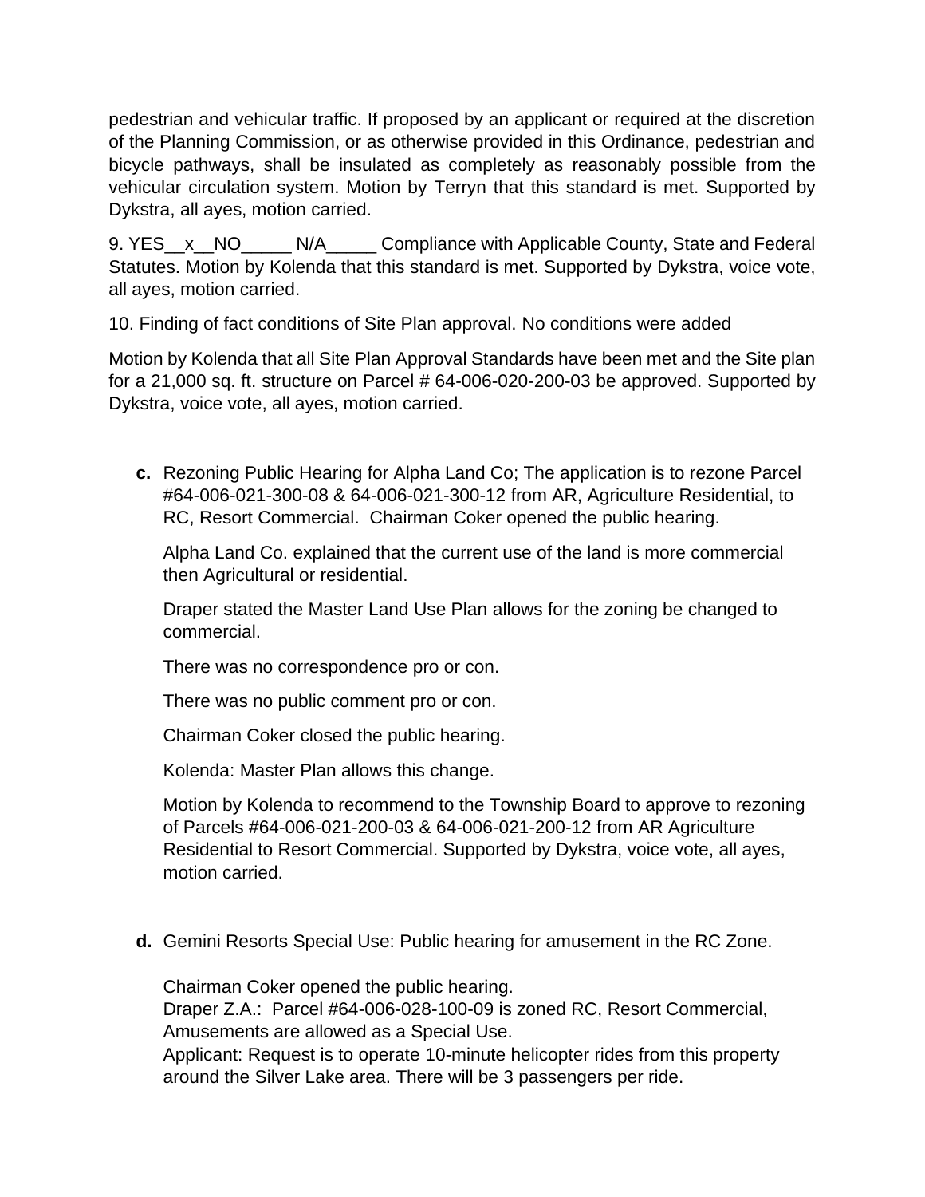pedestrian and vehicular traffic. If proposed by an applicant or required at the discretion of the Planning Commission, or as otherwise provided in this Ordinance, pedestrian and bicycle pathways, shall be insulated as completely as reasonably possible from the vehicular circulation system. Motion by Terryn that this standard is met. Supported by Dykstra, all ayes, motion carried.

9. YES__x__NO_____ N/A_____ Compliance with Applicable County, State and Federal Statutes. Motion by Kolenda that this standard is met. Supported by Dykstra, voice vote, all ayes, motion carried.

10. Finding of fact conditions of Site Plan approval. No conditions were added

Motion by Kolenda that all Site Plan Approval Standards have been met and the Site plan for a 21,000 sq. ft. structure on Parcel # 64-006-020-200-03 be approved. Supported by Dykstra, voice vote, all ayes, motion carried.

**c.** Rezoning Public Hearing for Alpha Land Co; The application is to rezone Parcel #64-006-021-300-08 & 64-006-021-300-12 from AR, Agriculture Residential, to RC, Resort Commercial. Chairman Coker opened the public hearing.

Alpha Land Co. explained that the current use of the land is more commercial then Agricultural or residential.

Draper stated the Master Land Use Plan allows for the zoning be changed to commercial.

There was no correspondence pro or con.

There was no public comment pro or con.

Chairman Coker closed the public hearing.

Kolenda: Master Plan allows this change.

Motion by Kolenda to recommend to the Township Board to approve to rezoning of Parcels #64-006-021-200-03 & 64-006-021-200-12 from AR Agriculture Residential to Resort Commercial. Supported by Dykstra, voice vote, all ayes, motion carried.

**d.** Gemini Resorts Special Use: Public hearing for amusement in the RC Zone.

Chairman Coker opened the public hearing.
Draper Z.A.: Parcel #64-006-028-100-09 is zoned RC, Resort Commercial, Amusements are allowed as a Special Use.
Applicant: Request is to operate 10-minute helicopter rides from this property around the Silver Lake area. There will be 3 passengers per ride.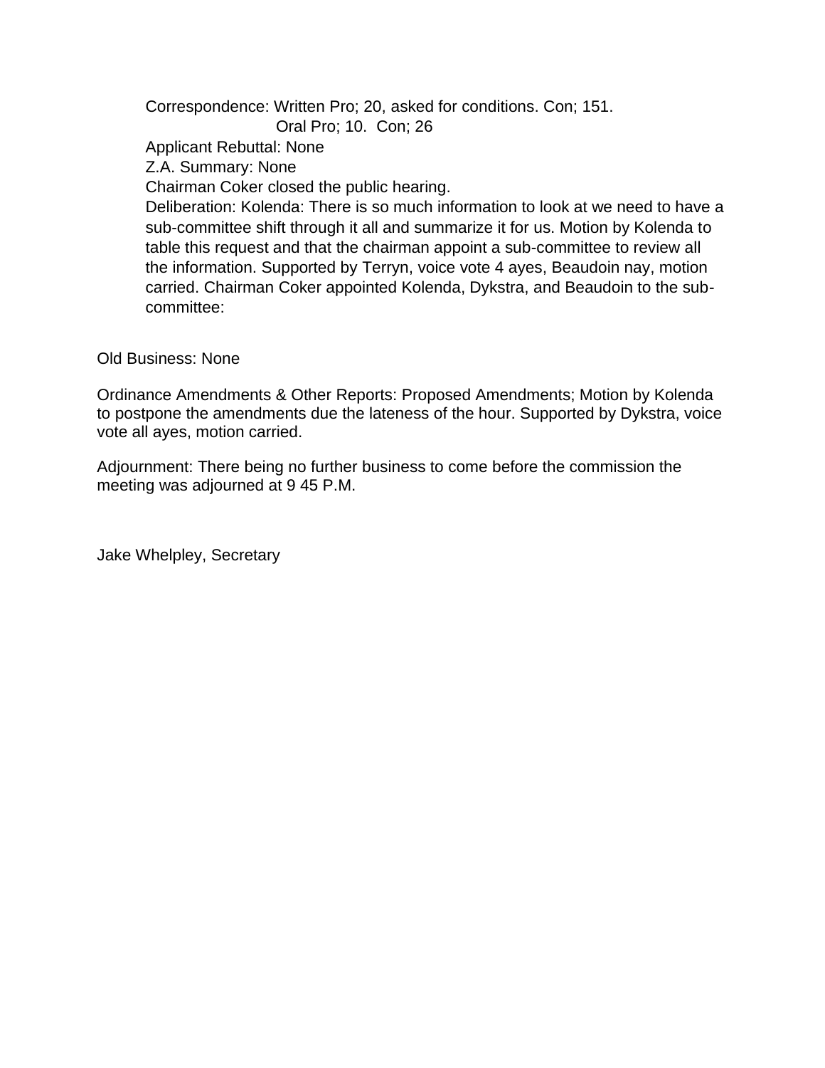Correspondence: Written Pro; 20, asked for conditions. Con; 151.
Oral Pro; 10. Con; 26

Applicant Rebuttal: None

Z.A. Summary: None

Chairman Coker closed the public hearing.

Deliberation: Kolenda: There is so much information to look at we need to have a sub-committee shift through it all and summarize it for us. Motion by Kolenda to table this request and that the chairman appoint a sub-committee to review all the information. Supported by Terryn, voice vote 4 ayes, Beaudoin nay, motion carried. Chairman Coker appointed Kolenda, Dykstra, and Beaudoin to the sub-committee:

Old Business: None

Ordinance Amendments & Other Reports: Proposed Amendments; Motion by Kolenda to postpone the amendments due the lateness of the hour. Supported by Dykstra, voice vote all ayes, motion carried.

Adjournment: There being no further business to come before the commission the meeting was adjourned at 9 45 P.M.

Jake Whelpley, Secretary